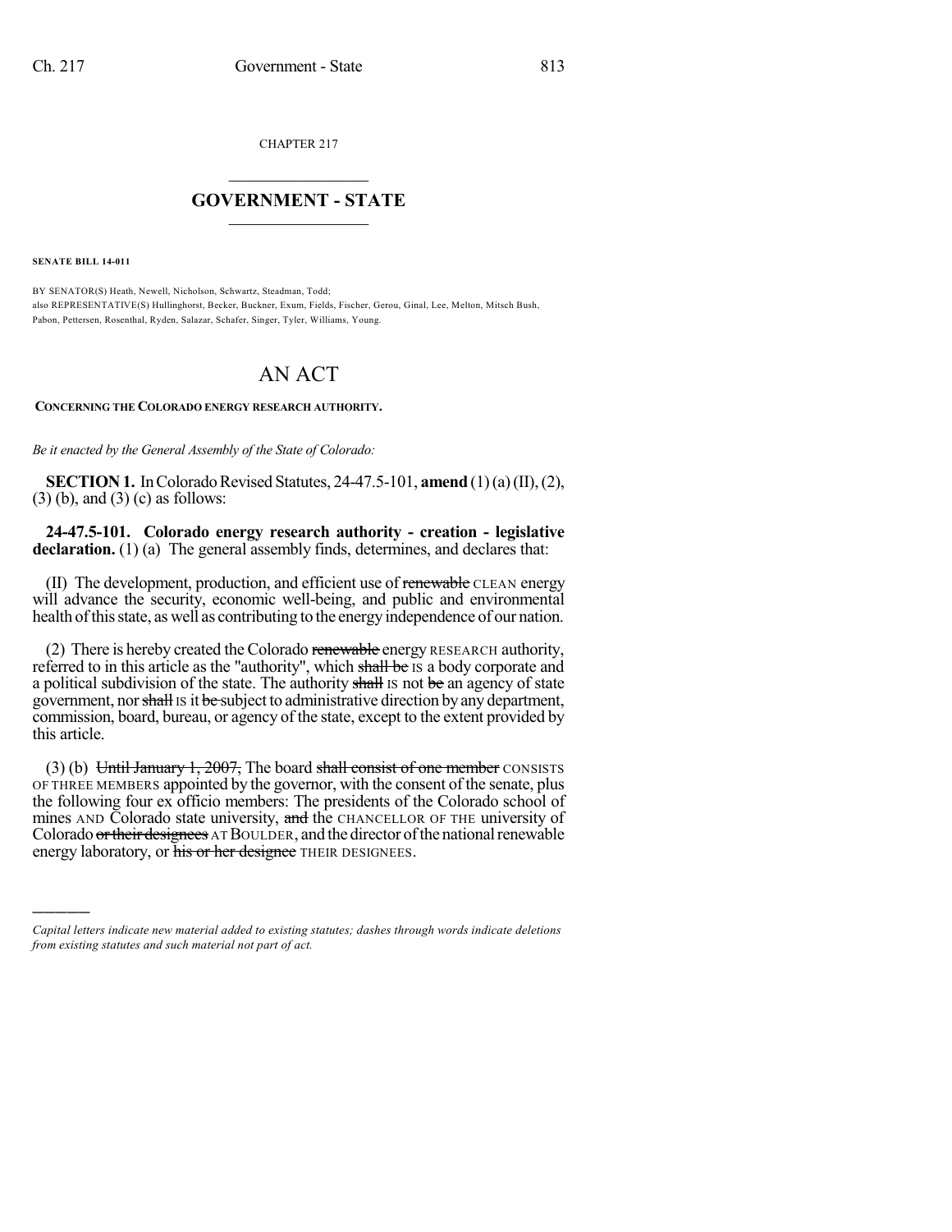CHAPTER 217

# GOVERNMENT - STATE

**SENATE BILL 14-011**

BY SENATOR(S) Heath, Newell, Nicholson, Schwartz, Steadman, Todd;
also REPRESENTATIVE(S) Hullinghorst, Becker, Buckner, Exum, Fields, Fischer, Gerou, Ginal, Lee, Melton, Mitsch Bush, Pabon, Pettersen, Rosenthal, Ryden, Salazar, Schafer, Singer, Tyler, Williams, Young.

# AN ACT

**CONCERNING THE COLORADO ENERGY RESEARCH AUTHORITY.**

*Be it enacted by the General Assembly of the State of Colorado:*

**SECTION 1.** In Colorado Revised Statutes, 24-47.5-101, **amend** (1) (a) (II), (2), (3) (b), and (3) (c) as follows:

**24-47.5-101. Colorado energy research authority - creation - legislative declaration.** (1) (a) The general assembly finds, determines, and declares that:

(II) The development, production, and efficient use of ~~renewable~~ CLEAN energy will advance the security, economic well-being, and public and environmental health of this state, as well as contributing to the energy independence of our nation.

(2) There is hereby created the Colorado ~~renewable~~ energy RESEARCH authority, referred to in this article as the "authority", which ~~shall be~~ IS a body corporate and a political subdivision of the state. The authority ~~shall~~ IS not ~~be~~ an agency of state government, nor ~~shall~~ IS it ~~be~~ subject to administrative direction by any department, commission, board, bureau, or agency of the state, except to the extent provided by this article.

(3) (b) ~~Until January 1, 2007,~~ The board ~~shall consist of one member~~ CONSISTS OF THREE MEMBERS appointed by the governor, with the consent of the senate, plus the following four ex officio members: The presidents of the Colorado school of mines AND Colorado state university, ~~and~~ the CHANCELLOR OF THE university of Colorado ~~or their designees~~ AT BOULDER, and the director of the national renewable energy laboratory, or ~~his or her designee~~ THEIR DESIGNEES.

---

*Capital letters indicate new material added to existing statutes; dashes through words indicate deletions from existing statutes and such material not part of act.*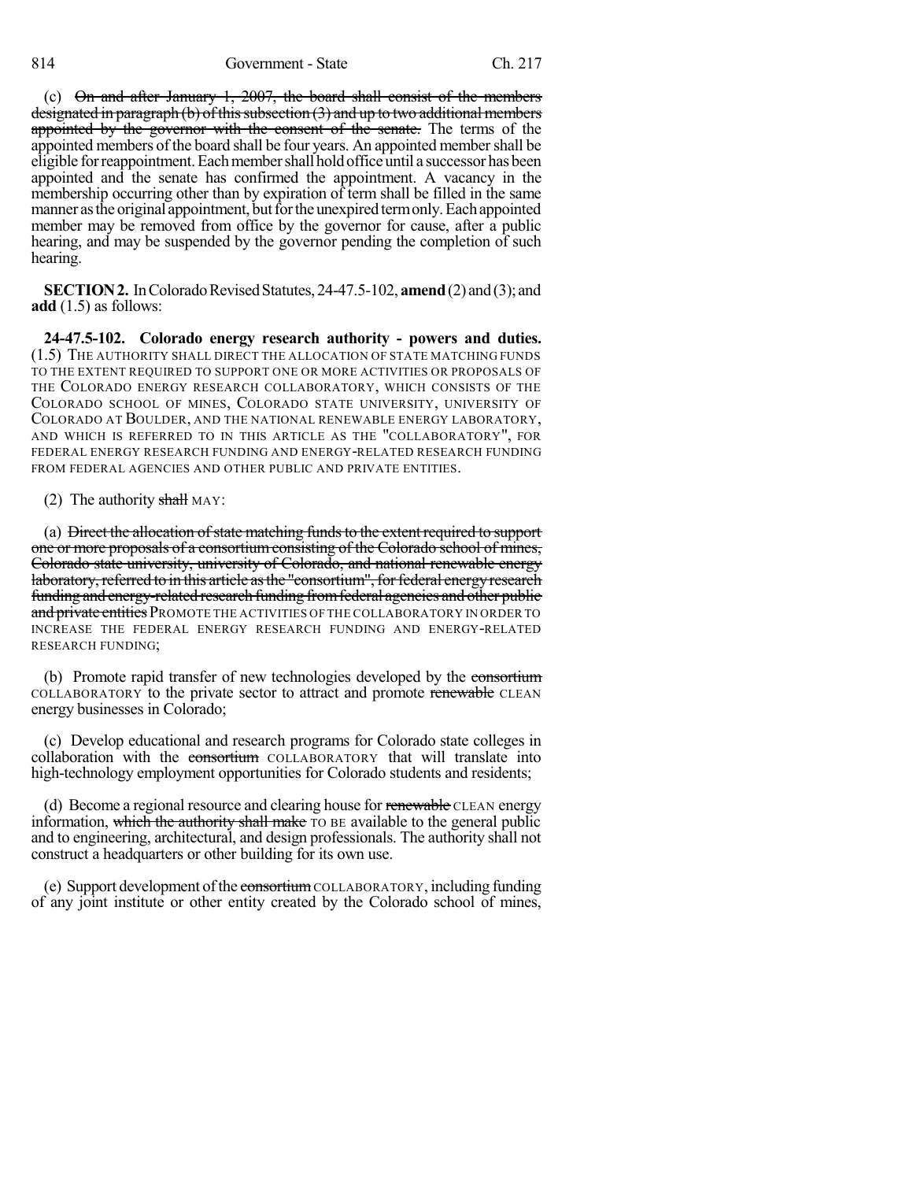(c) ~~On and after January 1, 2007, the board shall consist of the members designated in paragraph (b) of this subsection (3) and up to two additional members appointed by the governor with the consent of the senate.~~ The terms of the appointed members of the board shall be four years. An appointed member shall be eligible for reappointment. Each member shall hold office until a successor has been appointed and the senate has confirmed the appointment. A vacancy in the membership occurring other than by expiration of term shall be filled in the same manner as the original appointment, but for the unexpired term only. Each appointed member may be removed from office by the governor for cause, after a public hearing, and may be suspended by the governor pending the completion of such hearing.

**SECTION 2.** In Colorado Revised Statutes, 24-47.5-102, **amend** (2) and (3); and **add** (1.5) as follows:

**24-47.5-102. Colorado energy research authority - powers and duties.** (1.5) THE AUTHORITY SHALL DIRECT THE ALLOCATION OF STATE MATCHING FUNDS TO THE EXTENT REQUIRED TO SUPPORT ONE OR MORE ACTIVITIES OR PROPOSALS OF THE COLORADO ENERGY RESEARCH COLLABORATORY, WHICH CONSISTS OF THE COLORADO SCHOOL OF MINES, COLORADO STATE UNIVERSITY, UNIVERSITY OF COLORADO AT BOULDER, AND THE NATIONAL RENEWABLE ENERGY LABORATORY, AND WHICH IS REFERRED TO IN THIS ARTICLE AS THE "COLLABORATORY", FOR FEDERAL ENERGY RESEARCH FUNDING AND ENERGY-RELATED RESEARCH FUNDING FROM FEDERAL AGENCIES AND OTHER PUBLIC AND PRIVATE ENTITIES.

(2) The authority ~~shall~~ MAY:

(a) ~~Direct the allocation of state matching funds to the extent required to support one or more proposals of a consortium consisting of the Colorado school of mines, Colorado state university, university of Colorado, and national renewable energy laboratory, referred to in this article as the "consortium", for federal energy research funding and energy-related research funding from federal agencies and other public and private entities~~ PROMOTE THE ACTIVITIES OF THE COLLABORATORY IN ORDER TO INCREASE THE FEDERAL ENERGY RESEARCH FUNDING AND ENERGY-RELATED RESEARCH FUNDING;

(b) Promote rapid transfer of new technologies developed by the ~~consortium~~ COLLABORATORY to the private sector to attract and promote ~~renewable~~ CLEAN energy businesses in Colorado;

(c) Develop educational and research programs for Colorado state colleges in collaboration with the ~~consortium~~ COLLABORATORY that will translate into high-technology employment opportunities for Colorado students and residents;

(d) Become a regional resource and clearing house for ~~renewable~~ CLEAN energy information, ~~which the authority shall make~~ TO BE available to the general public and to engineering, architectural, and design professionals. The authority shall not construct a headquarters or other building for its own use.

(e) Support development of the ~~consortium~~ COLLABORATORY, including funding of any joint institute or other entity created by the Colorado school of mines,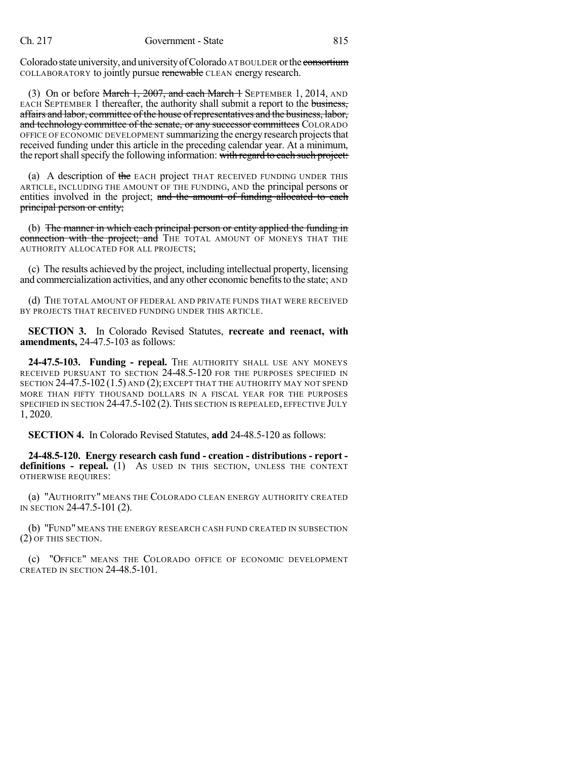Colorado state university, and university of Colorado AT BOULDER or the ~~consortium~~ COLLABORATORY to jointly pursue ~~renewable~~ CLEAN energy research.

(3) On or before ~~March 1, 2007, and each March 1~~ SEPTEMBER 1, 2014, AND EACH SEPTEMBER 1 thereafter, the authority shall submit a report to the ~~business, affairs and labor, committee of the house of representatives and the business, labor, and technology committee of the senate, or any successor committees~~ COLORADO OFFICE OF ECONOMIC DEVELOPMENT summarizing the energy research projects that received funding under this article in the preceding calendar year. At a minimum, the report shall specify the following information: ~~with regard to each such project:~~

(a) A description of ~~the~~ EACH project THAT RECEIVED FUNDING UNDER THIS ARTICLE, INCLUDING THE AMOUNT OF THE FUNDING, AND the principal persons or entities involved in the project; ~~and the amount of funding allocated to each principal person or entity;~~

(b) ~~The manner in which each principal person or entity applied the funding in connection with the project; and~~ THE TOTAL AMOUNT OF MONEYS THAT THE AUTHORITY ALLOCATED FOR ALL PROJECTS;

(c) The results achieved by the project, including intellectual property, licensing and commercialization activities, and any other economic benefits to the state; AND

(d) THE TOTAL AMOUNT OF FEDERAL AND PRIVATE FUNDS THAT WERE RECEIVED BY PROJECTS THAT RECEIVED FUNDING UNDER THIS ARTICLE.

**SECTION 3.** In Colorado Revised Statutes, **recreate and reenact, with amendments,** 24-47.5-103 as follows:

**24-47.5-103. Funding - repeal.** THE AUTHORITY SHALL USE ANY MONEYS RECEIVED PURSUANT TO SECTION 24-48.5-120 FOR THE PURPOSES SPECIFIED IN SECTION 24-47.5-102 (1.5) AND (2); EXCEPT THAT THE AUTHORITY MAY NOT SPEND MORE THAN FIFTY THOUSAND DOLLARS IN A FISCAL YEAR FOR THE PURPOSES SPECIFIED IN SECTION 24-47.5-102 (2). THIS SECTION IS REPEALED, EFFECTIVE JULY 1, 2020.

**SECTION 4.** In Colorado Revised Statutes, **add** 24-48.5-120 as follows:

**24-48.5-120. Energy research cash fund - creation - distributions - report - definitions - repeal.** (1) AS USED IN THIS SECTION, UNLESS THE CONTEXT OTHERWISE REQUIRES:

(a) "AUTHORITY" MEANS THE COLORADO CLEAN ENERGY AUTHORITY CREATED IN SECTION 24-47.5-101 (2).

(b) "FUND" MEANS THE ENERGY RESEARCH CASH FUND CREATED IN SUBSECTION (2) OF THIS SECTION.

(c) "OFFICE" MEANS THE COLORADO OFFICE OF ECONOMIC DEVELOPMENT CREATED IN SECTION 24-48.5-101.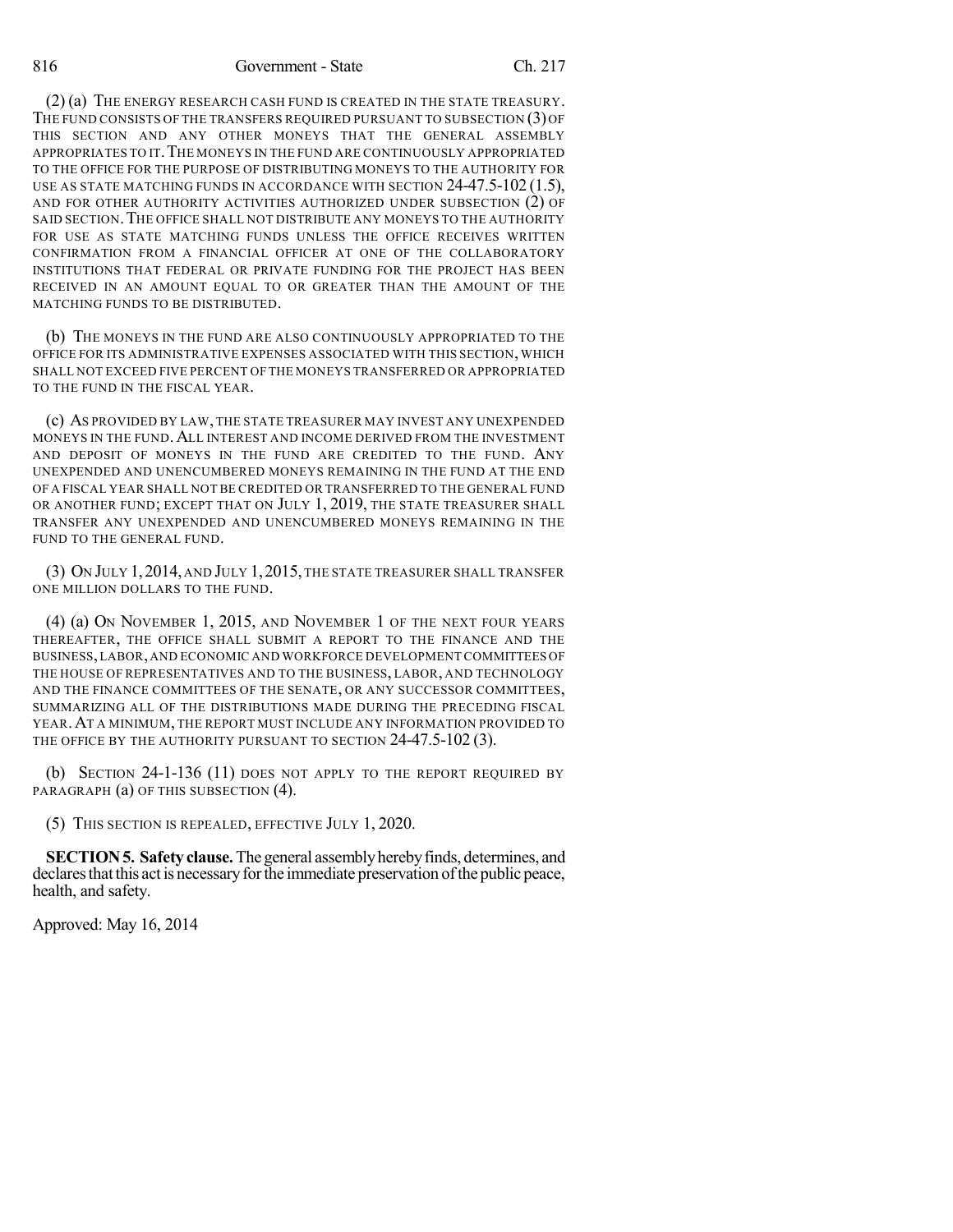(2) (a) THE ENERGY RESEARCH CASH FUND IS CREATED IN THE STATE TREASURY. THE FUND CONSISTS OF THE TRANSFERS REQUIRED PURSUANT TO SUBSECTION (3) OF THIS SECTION AND ANY OTHER MONEYS THAT THE GENERAL ASSEMBLY APPROPRIATES TO IT. THE MONEYS IN THE FUND ARE CONTINUOUSLY APPROPRIATED TO THE OFFICE FOR THE PURPOSE OF DISTRIBUTING MONEYS TO THE AUTHORITY FOR USE AS STATE MATCHING FUNDS IN ACCORDANCE WITH SECTION 24-47.5-102 (1.5), AND FOR OTHER AUTHORITY ACTIVITIES AUTHORIZED UNDER SUBSECTION (2) OF SAID SECTION. THE OFFICE SHALL NOT DISTRIBUTE ANY MONEYS TO THE AUTHORITY FOR USE AS STATE MATCHING FUNDS UNLESS THE OFFICE RECEIVES WRITTEN CONFIRMATION FROM A FINANCIAL OFFICER AT ONE OF THE COLLABORATORY INSTITUTIONS THAT FEDERAL OR PRIVATE FUNDING FOR THE PROJECT HAS BEEN RECEIVED IN AN AMOUNT EQUAL TO OR GREATER THAN THE AMOUNT OF THE MATCHING FUNDS TO BE DISTRIBUTED.

(b) THE MONEYS IN THE FUND ARE ALSO CONTINUOUSLY APPROPRIATED TO THE OFFICE FOR ITS ADMINISTRATIVE EXPENSES ASSOCIATED WITH THIS SECTION, WHICH SHALL NOT EXCEED FIVE PERCENT OF THE MONEYS TRANSFERRED OR APPROPRIATED TO THE FUND IN THE FISCAL YEAR.

(c) AS PROVIDED BY LAW, THE STATE TREASURER MAY INVEST ANY UNEXPENDED MONEYS IN THE FUND. ALL INTEREST AND INCOME DERIVED FROM THE INVESTMENT AND DEPOSIT OF MONEYS IN THE FUND ARE CREDITED TO THE FUND. ANY UNEXPENDED AND UNENCUMBERED MONEYS REMAINING IN THE FUND AT THE END OF A FISCAL YEAR SHALL NOT BE CREDITED OR TRANSFERRED TO THE GENERAL FUND OR ANOTHER FUND; EXCEPT THAT ON JULY 1, 2019, THE STATE TREASURER SHALL TRANSFER ANY UNEXPENDED AND UNENCUMBERED MONEYS REMAINING IN THE FUND TO THE GENERAL FUND.

(3) ON JULY 1, 2014, AND JULY 1, 2015, THE STATE TREASURER SHALL TRANSFER ONE MILLION DOLLARS TO THE FUND.

(4) (a) ON NOVEMBER 1, 2015, AND NOVEMBER 1 OF THE NEXT FOUR YEARS THEREAFTER, THE OFFICE SHALL SUBMIT A REPORT TO THE FINANCE AND THE BUSINESS, LABOR, AND ECONOMIC AND WORKFORCE DEVELOPMENT COMMITTEES OF THE HOUSE OF REPRESENTATIVES AND TO THE BUSINESS, LABOR, AND TECHNOLOGY AND THE FINANCE COMMITTEES OF THE SENATE, OR ANY SUCCESSOR COMMITTEES, SUMMARIZING ALL OF THE DISTRIBUTIONS MADE DURING THE PRECEDING FISCAL YEAR. AT A MINIMUM, THE REPORT MUST INCLUDE ANY INFORMATION PROVIDED TO THE OFFICE BY THE AUTHORITY PURSUANT TO SECTION 24-47.5-102 (3).

(b) SECTION 24-1-136 (11) DOES NOT APPLY TO THE REPORT REQUIRED BY PARAGRAPH (a) OF THIS SUBSECTION (4).

(5) THIS SECTION IS REPEALED, EFFECTIVE JULY 1, 2020.

**SECTION 5. Safety clause.** The general assembly hereby finds, determines, and declares that this act is necessary for the immediate preservation of the public peace, health, and safety.

Approved: May 16, 2014